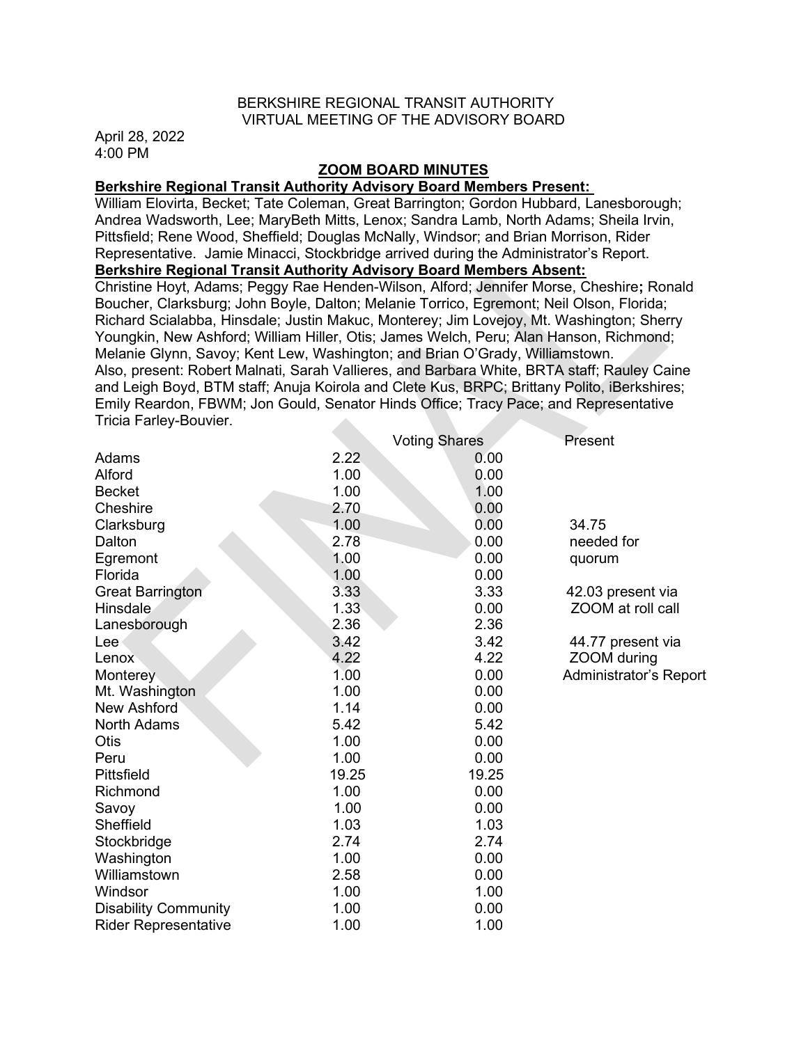BERKSHIRE REGIONAL TRANSIT AUTHORITY
VIRTUAL MEETING OF THE ADVISORY BOARD

April 28, 2022
4:00 PM

## ZOOM BOARD MINUTES

**Berkshire Regional Transit Authority Advisory Board Members Present:**

William Elovirta, Becket; Tate Coleman, Great Barrington; Gordon Hubbard, Lanesborough; Andrea Wadsworth, Lee; MaryBeth Mitts, Lenox; Sandra Lamb, North Adams; Sheila Irvin, Pittsfield; Rene Wood, Sheffield; Douglas McNally, Windsor; and Brian Morrison, Rider Representative. Jamie Minacci, Stockbridge arrived during the Administrator's Report.

**Berkshire Regional Transit Authority Advisory Board Members Absent:**

Christine Hoyt, Adams; Peggy Rae Henden-Wilson, Alford; Jennifer Morse, Cheshire; Ronald Boucher, Clarksburg; John Boyle, Dalton; Melanie Torrico, Egremont; Neil Olson, Florida; Richard Scialabba, Hinsdale; Justin Makuc, Monterey; Jim Lovejoy, Mt. Washington; Sherry Youngkin, New Ashford; William Hiller, Otis; James Welch, Peru; Alan Hanson, Richmond; Melanie Glynn, Savoy; Kent Lew, Washington; and Brian O'Grady, Williamstown.

Also, present: Robert Malnati, Sarah Vallieres, and Barbara White, BRTA staff; Rauley Caine and Leigh Boyd, BTM staff; Anuja Koirola and Clete Kus, BRPC; Brittany Polito, iBerkshires; Emily Reardon, FBWM; Jon Gould, Senator Hinds Office; Tracy Pace; and Representative Tricia Farley-Bouvier.

| | Voting Shares | | Present |
|---|---|---|---|
| Adams | 2.22 | 0.00 | |
| Alford | 1.00 | 0.00 | |
| Becket | 1.00 | 1.00 | |
| Cheshire | 2.70 | 0.00 | |
| Clarksburg | 1.00 | 0.00 | 34.75 |
| Dalton | 2.78 | 0.00 | needed for |
| Egremont | 1.00 | 0.00 | quorum |
| Florida | 1.00 | 0.00 | |
| Great Barrington | 3.33 | 3.33 | 42.03 present via |
| Hinsdale | 1.33 | 0.00 | ZOOM at roll call |
| Lanesborough | 2.36 | 2.36 | |
| Lee | 3.42 | 3.42 | 44.77 present via |
| Lenox | 4.22 | 4.22 | ZOOM during |
| Monterey | 1.00 | 0.00 | Administrator's Report |
| Mt. Washington | 1.00 | 0.00 | |
| New Ashford | 1.14 | 0.00 | |
| North Adams | 5.42 | 5.42 | |
| Otis | 1.00 | 0.00 | |
| Peru | 1.00 | 0.00 | |
| Pittsfield | 19.25 | 19.25 | |
| Richmond | 1.00 | 0.00 | |
| Savoy | 1.00 | 0.00 | |
| Sheffield | 1.03 | 1.03 | |
| Stockbridge | 2.74 | 2.74 | |
| Washington | 1.00 | 0.00 | |
| Williamstown | 2.58 | 0.00 | |
| Windsor | 1.00 | 1.00 | |
| Disability Community | 1.00 | 0.00 | |
| Rider Representative | 1.00 | 1.00 | |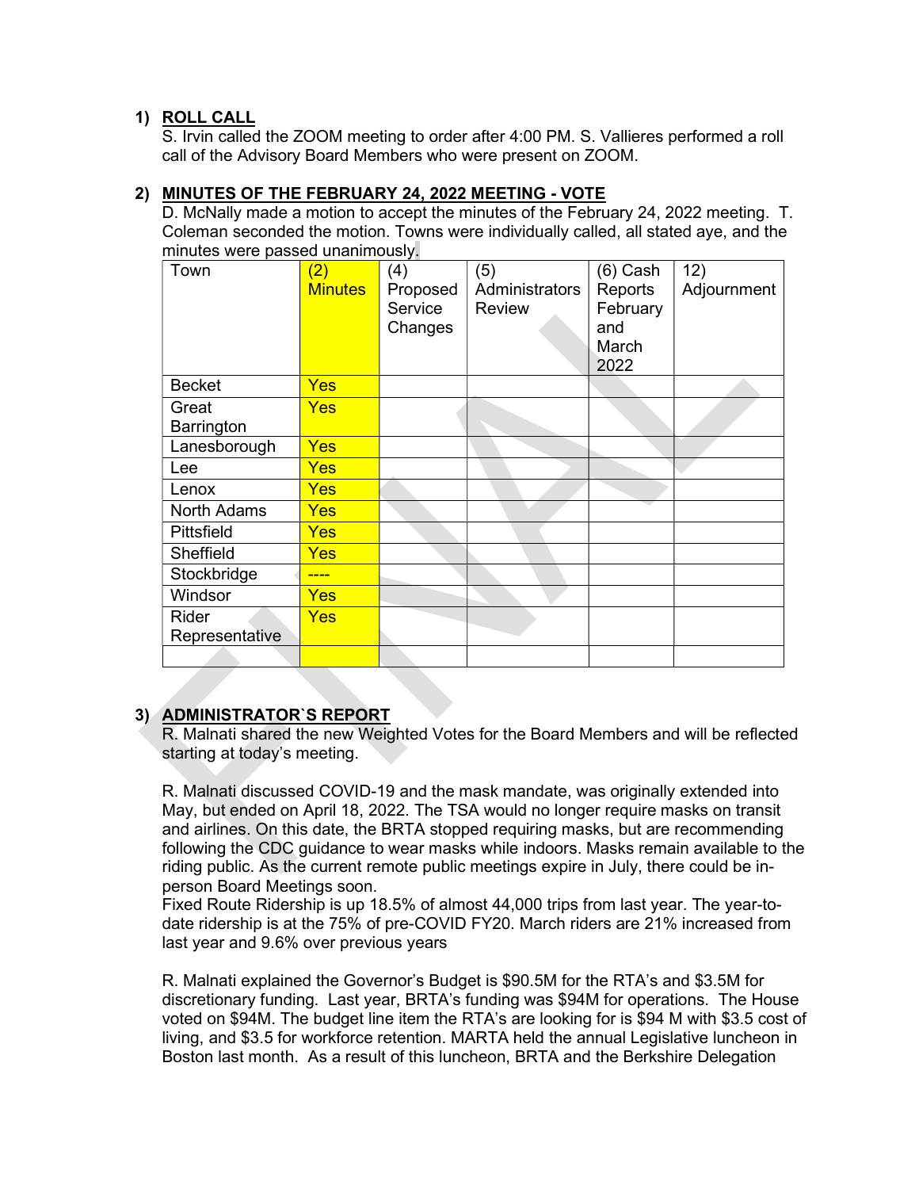1) **ROLL CALL**
S. Irvin called the ZOOM meeting to order after 4:00 PM. S. Vallieres performed a roll call of the Advisory Board Members who were present on ZOOM.

2) **MINUTES OF THE FEBRUARY 24, 2022 MEETING - VOTE**
D. McNally made a motion to accept the minutes of the February 24, 2022 meeting. T. Coleman seconded the motion. Towns were individually called, all stated aye, and the minutes were passed unanimously.

| Town | (2) Minutes | (4) Proposed Service Changes | (5) Administrators Review | (6) Cash Reports February and March 2022 | 12) Adjournment |
|---|---|---|---|---|---|
| Becket | Yes | | | | |
| Great Barrington | Yes | | | | |
| Lanesborough | Yes | | | | |
| Lee | Yes | | | | |
| Lenox | Yes | | | | |
| North Adams | Yes | | | | |
| Pittsfield | Yes | | | | |
| Sheffield | Yes | | | | |
| Stockbridge | ---- | | | | |
| Windsor | Yes | | | | |
| Rider Representative | Yes | | | | |
| | | | | | |

3) **ADMINISTRATOR`S REPORT**
R. Malnati shared the new Weighted Votes for the Board Members and will be reflected starting at today's meeting.

R. Malnati discussed COVID-19 and the mask mandate, was originally extended into May, but ended on April 18, 2022. The TSA would no longer require masks on transit and airlines. On this date, the BRTA stopped requiring masks, but are recommending following the CDC guidance to wear masks while indoors. Masks remain available to the riding public. As the current remote public meetings expire in July, there could be in-person Board Meetings soon.
Fixed Route Ridership is up 18.5% of almost 44,000 trips from last year. The year-to-date ridership is at the 75% of pre-COVID FY20. March riders are 21% increased from last year and 9.6% over previous years

R. Malnati explained the Governor's Budget is $90.5M for the RTA's and $3.5M for discretionary funding. Last year, BRTA's funding was $94M for operations. The House voted on $94M. The budget line item the RTA's are looking for is $94 M with $3.5 cost of living, and $3.5 for workforce retention. MARTA held the annual Legislative luncheon in Boston last month. As a result of this luncheon, BRTA and the Berkshire Delegation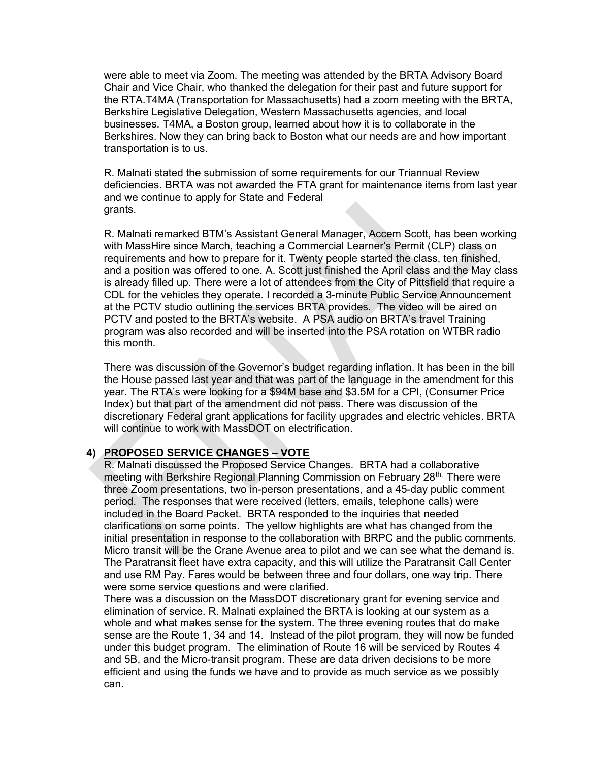were able to meet via Zoom. The meeting was attended by the BRTA Advisory Board Chair and Vice Chair, who thanked the delegation for their past and future support for the RTA.T4MA (Transportation for Massachusetts) had a zoom meeting with the BRTA, Berkshire Legislative Delegation, Western Massachusetts agencies, and local businesses. T4MA, a Boston group, learned about how it is to collaborate in the Berkshires. Now they can bring back to Boston what our needs are and how important transportation is to us.

R. Malnati stated the submission of some requirements for our Triannual Review deficiencies. BRTA was not awarded the FTA grant for maintenance items from last year and we continue to apply for State and Federal grants.

R. Malnati remarked BTM's Assistant General Manager, Accem Scott, has been working with MassHire since March, teaching a Commercial Learner's Permit (CLP) class on requirements and how to prepare for it. Twenty people started the class, ten finished, and a position was offered to one. A. Scott just finished the April class and the May class is already filled up. There were a lot of attendees from the City of Pittsfield that require a CDL for the vehicles they operate. I recorded a 3-minute Public Service Announcement at the PCTV studio outlining the services BRTA provides. The video will be aired on PCTV and posted to the BRTA's website. A PSA audio on BRTA's travel Training program was also recorded and will be inserted into the PSA rotation on WTBR radio this month.

There was discussion of the Governor's budget regarding inflation. It has been in the bill the House passed last year and that was part of the language in the amendment for this year. The RTA's were looking for a $94M base and $3.5M for a CPI, (Consumer Price Index) but that part of the amendment did not pass. There was discussion of the discretionary Federal grant applications for facility upgrades and electric vehicles. BRTA will continue to work with MassDOT on electrification.

## 4) PROPOSED SERVICE CHANGES – VOTE

R. Malnati discussed the Proposed Service Changes. BRTA had a collaborative meeting with Berkshire Regional Planning Commission on February 28th. There were three Zoom presentations, two in-person presentations, and a 45-day public comment period. The responses that were received (letters, emails, telephone calls) were included in the Board Packet. BRTA responded to the inquiries that needed clarifications on some points. The yellow highlights are what has changed from the initial presentation in response to the collaboration with BRPC and the public comments. Micro transit will be the Crane Avenue area to pilot and we can see what the demand is. The Paratransit fleet have extra capacity, and this will utilize the Paratransit Call Center and use RM Pay. Fares would be between three and four dollars, one way trip. There were some service questions and were clarified.

There was a discussion on the MassDOT discretionary grant for evening service and elimination of service. R. Malnati explained the BRTA is looking at our system as a whole and what makes sense for the system. The three evening routes that do make sense are the Route 1, 34 and 14. Instead of the pilot program, they will now be funded under this budget program. The elimination of Route 16 will be serviced by Routes 4 and 5B, and the Micro-transit program. These are data driven decisions to be more efficient and using the funds we have and to provide as much service as we possibly can.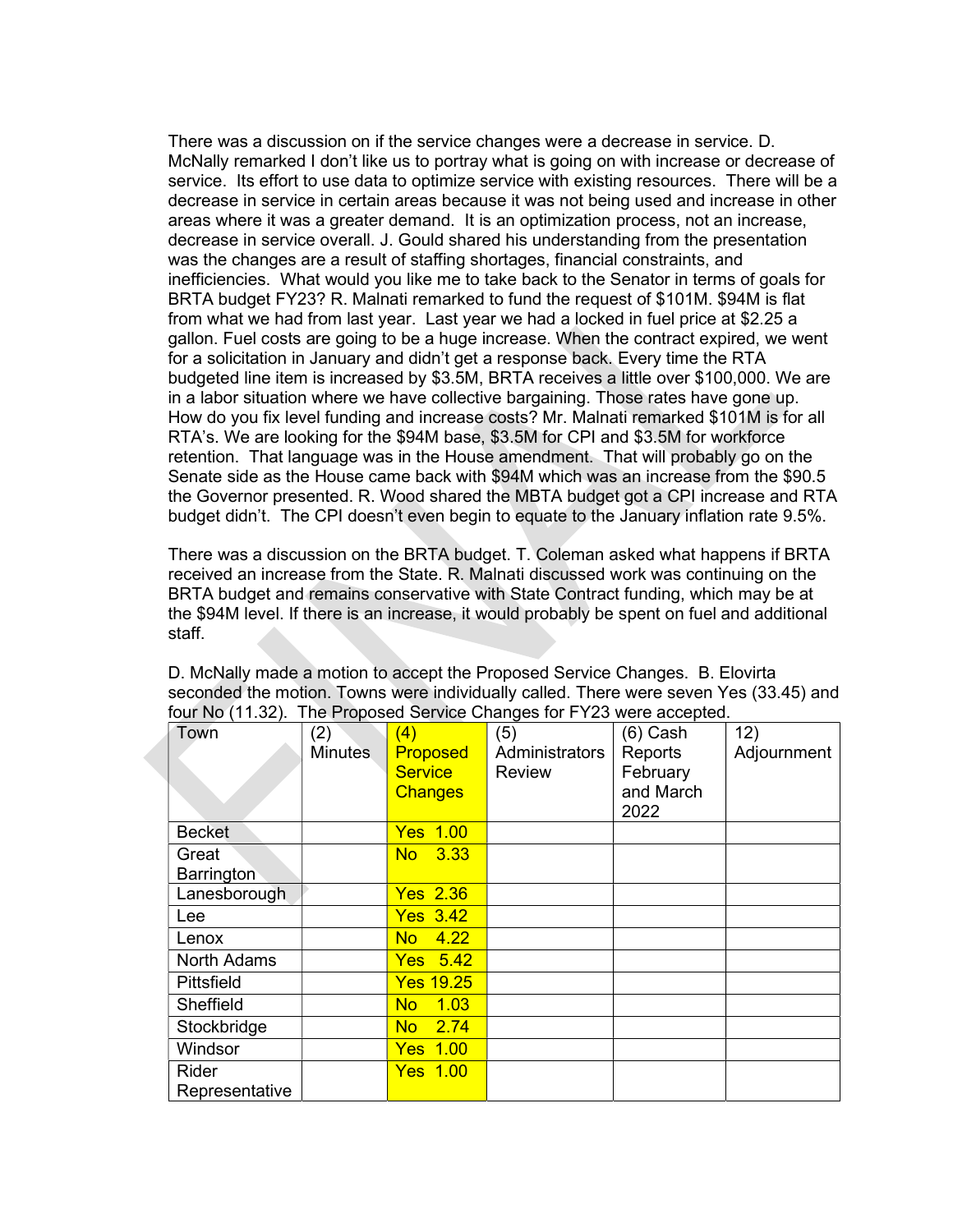There was a discussion on if the service changes were a decrease in service. D. McNally remarked I don't like us to portray what is going on with increase or decrease of service. Its effort to use data to optimize service with existing resources. There will be a decrease in service in certain areas because it was not being used and increase in other areas where it was a greater demand. It is an optimization process, not an increase, decrease in service overall. J. Gould shared his understanding from the presentation was the changes are a result of staffing shortages, financial constraints, and inefficiencies. What would you like me to take back to the Senator in terms of goals for BRTA budget FY23? R. Malnati remarked to fund the request of $101M. $94M is flat from what we had from last year. Last year we had a locked in fuel price at $2.25 a gallon. Fuel costs are going to be a huge increase. When the contract expired, we went for a solicitation in January and didn't get a response back. Every time the RTA budgeted line item is increased by $3.5M, BRTA receives a little over $100,000. We are in a labor situation where we have collective bargaining. Those rates have gone up. How do you fix level funding and increase costs? Mr. Malnati remarked $101M is for all RTA's. We are looking for the $94M base, $3.5M for CPI and $3.5M for workforce retention. That language was in the House amendment. That will probably go on the Senate side as the House came back with $94M which was an increase from the $90.5 the Governor presented. R. Wood shared the MBTA budget got a CPI increase and RTA budget didn't. The CPI doesn't even begin to equate to the January inflation rate 9.5%.

There was a discussion on the BRTA budget. T. Coleman asked what happens if BRTA received an increase from the State. R. Malnati discussed work was continuing on the BRTA budget and remains conservative with State Contract funding, which may be at the $94M level. If there is an increase, it would probably be spent on fuel and additional staff.

D. McNally made a motion to accept the Proposed Service Changes. B. Elovirta seconded the motion. Towns were individually called. There were seven Yes (33.45) and four No (11.32). The Proposed Service Changes for FY23 were accepted.

| Town | (2) Minutes | (4) Proposed Service Changes | (5) Administrators Review | (6) Cash Reports February and March 2022 | 12) Adjournment |
|---|---|---|---|---|---|
| Becket | | Yes 1.00 | | | |
| Great Barrington | | No 3.33 | | | |
| Lanesborough | | Yes 2.36 | | | |
| Lee | | Yes 3.42 | | | |
| Lenox | | No 4.22 | | | |
| North Adams | | Yes 5.42 | | | |
| Pittsfield | | Yes 19.25 | | | |
| Sheffield | | No 1.03 | | | |
| Stockbridge | | No 2.74 | | | |
| Windsor | | Yes 1.00 | | | |
| Rider Representative | | Yes 1.00 | | | |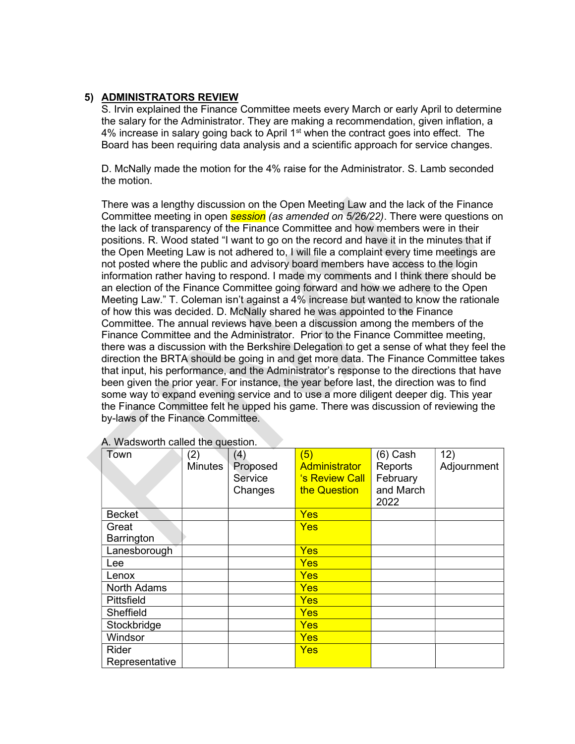## 5) ADMINISTRATORS REVIEW

S. Irvin explained the Finance Committee meets every March or early April to determine the salary for the Administrator. They are making a recommendation, given inflation, a 4% increase in salary going back to April 1st when the contract goes into effect. The Board has been requiring data analysis and a scientific approach for service changes.

D. McNally made the motion for the 4% raise for the Administrator. S. Lamb seconded the motion.

There was a lengthy discussion on the Open Meeting Law and the lack of the Finance Committee meeting in open session *(as amended on 5/26/22)*. There were questions on the lack of transparency of the Finance Committee and how members were in their positions. R. Wood stated "I want to go on the record and have it in the minutes that if the Open Meeting Law is not adhered to, I will file a complaint every time meetings are not posted where the public and advisory board members have access to the login information rather having to respond. I made my comments and I think there should be an election of the Finance Committee going forward and how we adhere to the Open Meeting Law." T. Coleman isn't against a 4% increase but wanted to know the rationale of how this was decided. D. McNally shared he was appointed to the Finance Committee. The annual reviews have been a discussion among the members of the Finance Committee and the Administrator. Prior to the Finance Committee meeting, there was a discussion with the Berkshire Delegation to get a sense of what they feel the direction the BRTA should be going in and get more data. The Finance Committee takes that input, his performance, and the Administrator's response to the directions that have been given the prior year. For instance, the year before last, the direction was to find some way to expand evening service and to use a more diligent deeper dig. This year the Finance Committee felt he upped his game. There was discussion of reviewing the by-laws of the Finance Committee.

A. Wadsworth called the question.

| Town | (2) Minutes | (4) Proposed Service Changes | (5) Administrator 's Review Call the Question | (6) Cash Reports February and March 2022 | 12) Adjournment |
|---|---|---|---|---|---|
| Becket | | | Yes | | |
| Great Barrington | | | Yes | | |
| Lanesborough | | | Yes | | |
| Lee | | | Yes | | |
| Lenox | | | Yes | | |
| North Adams | | | Yes | | |
| Pittsfield | | | Yes | | |
| Sheffield | | | Yes | | |
| Stockbridge | | | Yes | | |
| Windsor | | | Yes | | |
| Rider Representative | | | Yes | | |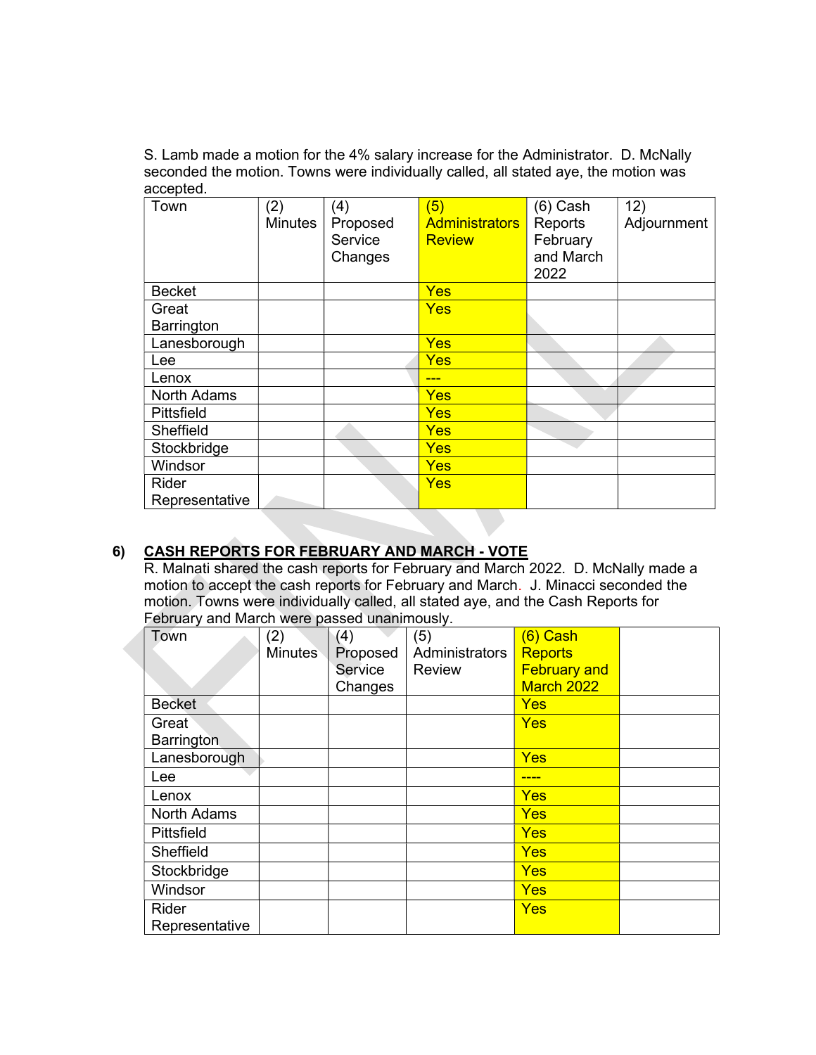S. Lamb made a motion for the 4% salary increase for the Administrator. D. McNally seconded the motion. Towns were individually called, all stated aye, the motion was accepted.

| Town | (2) Minutes | (4) Proposed Service Changes | (5) Administrators Review | (6) Cash Reports February and March 2022 | 12) Adjournment |
|---|---|---|---|---|---|
| Becket | | | Yes | | |
| Great Barrington | | | Yes | | |
| Lanesborough | | | Yes | | |
| Lee | | | Yes | | |
| Lenox | | | --- | | |
| North Adams | | | Yes | | |
| Pittsfield | | | Yes | | |
| Sheffield | | | Yes | | |
| Stockbridge | | | Yes | | |
| Windsor | | | Yes | | |
| Rider Representative | | | Yes | | |

## 6) CASH REPORTS FOR FEBRUARY AND MARCH - VOTE

R. Malnati shared the cash reports for February and March 2022. D. McNally made a motion to accept the cash reports for February and March. J. Minacci seconded the motion. Towns were individually called, all stated aye, and the Cash Reports for February and March were passed unanimously.

| Town | (2) Minutes | (4) Proposed Service Changes | (5) Administrators Review | (6) Cash Reports February and March 2022 | |
|---|---|---|---|---|---|
| Becket | | | | Yes | |
| Great Barrington | | | | Yes | |
| Lanesborough | | | | Yes | |
| Lee | | | | ---- | |
| Lenox | | | | Yes | |
| North Adams | | | | Yes | |
| Pittsfield | | | | Yes | |
| Sheffield | | | | Yes | |
| Stockbridge | | | | Yes | |
| Windsor | | | | Yes | |
| Rider Representative | | | | Yes | |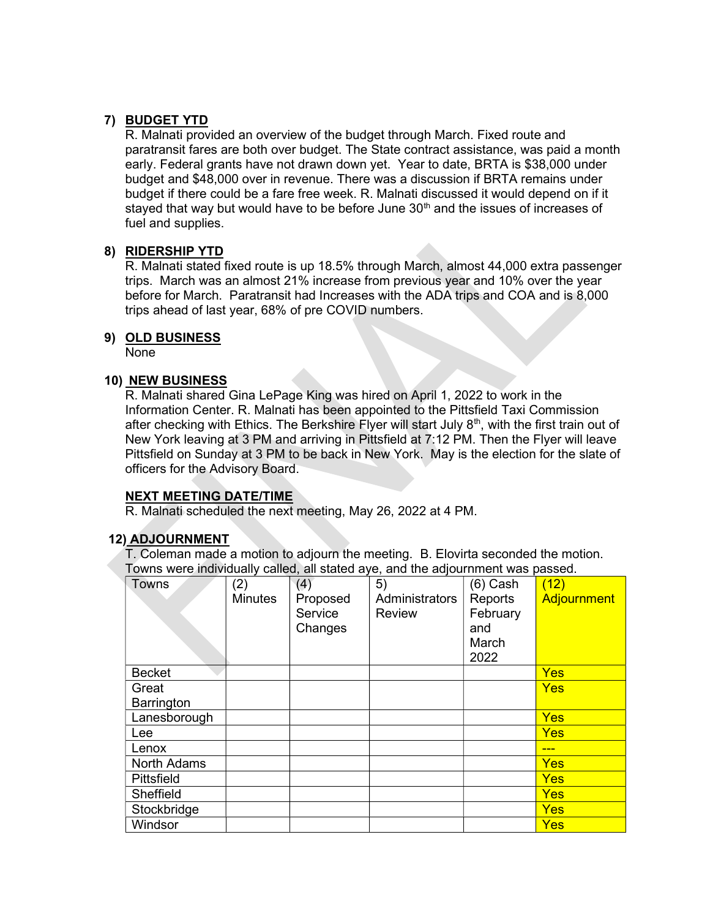## 7) BUDGET YTD

R. Malnati provided an overview of the budget through March. Fixed route and paratransit fares are both over budget. The State contract assistance, was paid a month early. Federal grants have not drawn down yet. Year to date, BRTA is $38,000 under budget and $48,000 over in revenue. There was a discussion if BRTA remains under budget if there could be a fare free week. R. Malnati discussed it would depend on if it stayed that way but would have to be before June 30th and the issues of increases of fuel and supplies.

## 8) RIDERSHIP YTD

R. Malnati stated fixed route is up 18.5% through March, almost 44,000 extra passenger trips. March was an almost 21% increase from previous year and 10% over the year before for March. Paratransit had Increases with the ADA trips and COA and is 8,000 trips ahead of last year, 68% of pre COVID numbers.

## 9) OLD BUSINESS

None

## 10) NEW BUSINESS

R. Malnati shared Gina LePage King was hired on April 1, 2022 to work in the Information Center. R. Malnati has been appointed to the Pittsfield Taxi Commission after checking with Ethics. The Berkshire Flyer will start July 8th, with the first train out of New York leaving at 3 PM and arriving in Pittsfield at 7:12 PM. Then the Flyer will leave Pittsfield on Sunday at 3 PM to be back in New York. May is the election for the slate of officers for the Advisory Board.

**NEXT MEETING DATE/TIME**

R. Malnati scheduled the next meeting, May 26, 2022 at 4 PM.

## 12) ADJOURNMENT

T. Coleman made a motion to adjourn the meeting. B. Elovirta seconded the motion. Towns were individually called, all stated aye, and the adjournment was passed.

| Towns | (2) Minutes | (4) Proposed Service Changes | 5) Administrators Review | (6) Cash Reports February and March 2022 | (12) Adjournment |
|---|---|---|---|---|---|
| Becket | | | | | Yes |
| Great Barrington | | | | | Yes |
| Lanesborough | | | | | Yes |
| Lee | | | | | Yes |
| Lenox | | | | | --- |
| North Adams | | | | | Yes |
| Pittsfield | | | | | Yes |
| Sheffield | | | | | Yes |
| Stockbridge | | | | | Yes |
| Windsor | | | | | Yes |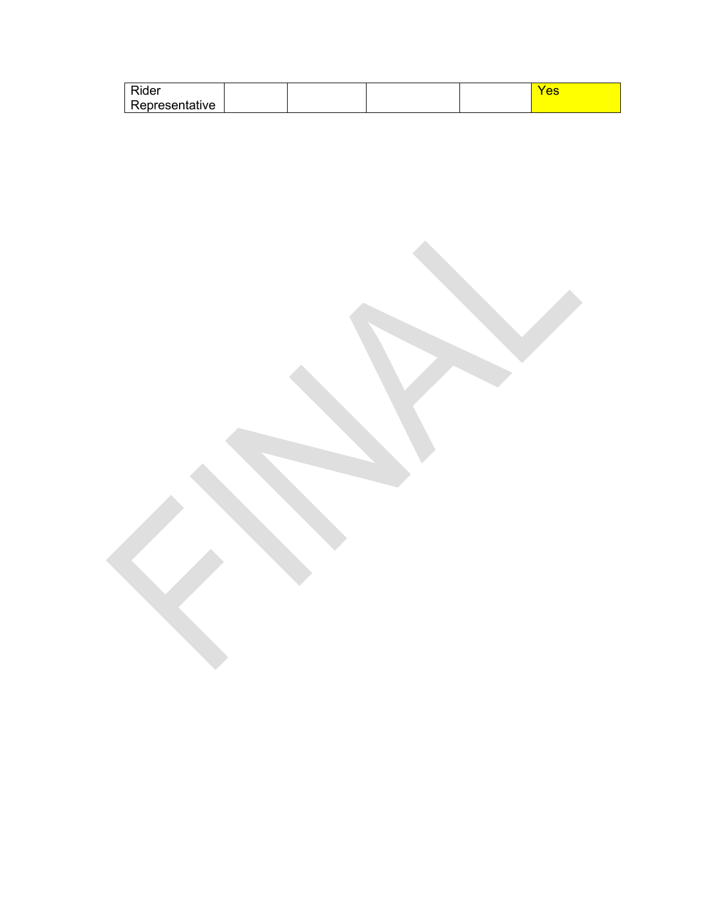| | | | | | |
|---|---|---|---|---|---|
| Rider Representative | | | | | Yes |